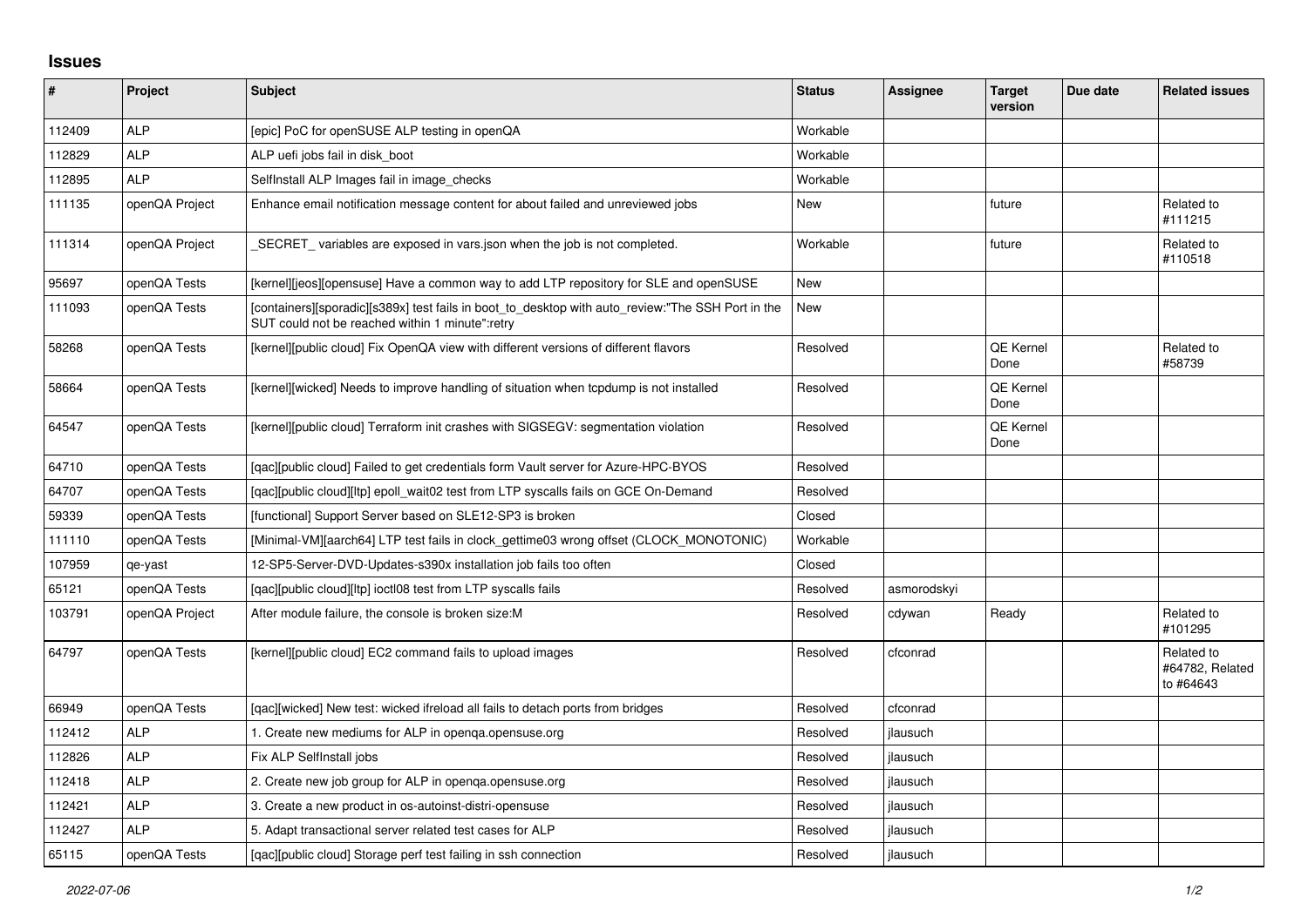# Issues

| # | Project | Subject | Status | Assignee | Target version | Due date | Related issues |
|---|---|---|---|---|---|---|---|
| 112409 | ALP | [epic] PoC for openSUSE ALP testing in openQA | Workable | | | | |
| 112829 | ALP | ALP uefi jobs fail in disk_boot | Workable | | | | |
| 112895 | ALP | SelfInstall ALP Images fail in image_checks | Workable | | | | |
| 111135 | openQA Project | Enhance email notification message content for about failed and unreviewed jobs | New | | future | | Related to #111215 |
| 111314 | openQA Project | _SECRET_ variables are exposed in vars.json when the job is not completed. | Workable | | future | | Related to #110518 |
| 95697 | openQA Tests | [kernel][jeos][opensuse] Have a common way to add LTP repository for SLE and openSUSE | New | | | | |
| 111093 | openQA Tests | [containers][sporadic][s389x] test fails in boot_to_desktop with auto_review:"The SSH Port in the SUT could not be reached within 1 minute":retry | New | | | | |
| 58268 | openQA Tests | [kernel][public cloud] Fix OpenQA view with different versions of different flavors | Resolved | | QE Kernel Done | | Related to #58739 |
| 58664 | openQA Tests | [kernel][wicked] Needs to improve handling of situation when tcpdump is not installed | Resolved | | QE Kernel Done | | |
| 64547 | openQA Tests | [kernel][public cloud] Terraform init crashes with SIGSEGV: segmentation violation | Resolved | | QE Kernel Done | | |
| 64710 | openQA Tests | [qac][public cloud] Failed to get credentials form Vault server for Azure-HPC-BYOS | Resolved | | | | |
| 64707 | openQA Tests | [qac][public cloud][ltp] epoll_wait02 test from LTP syscalls fails on GCE On-Demand | Resolved | | | | |
| 59339 | openQA Tests | [functional] Support Server based on SLE12-SP3 is broken | Closed | | | | |
| 111110 | openQA Tests | [Minimal-VM][aarch64] LTP test fails in clock_gettime03 wrong offset (CLOCK_MONOTONIC) | Workable | | | | |
| 107959 | qe-yast | 12-SP5-Server-DVD-Updates-s390x installation job fails too often | Closed | | | | |
| 65121 | openQA Tests | [qac][public cloud][ltp] ioctl08 test from LTP syscalls fails | Resolved | asmorodskyi | | | |
| 103791 | openQA Project | After module failure, the console is broken size:M | Resolved | cdywan | Ready | | Related to #101295 |
| 64797 | openQA Tests | [kernel][public cloud] EC2 command fails to upload images | Resolved | cfconrad | | | Related to #64782, Related to #64643 |
| 66949 | openQA Tests | [qac][wicked] New test: wicked ifreload all fails to detach ports from bridges | Resolved | cfconrad | | | |
| 112412 | ALP | 1. Create new mediums for ALP in openqa.opensuse.org | Resolved | jlausuch | | | |
| 112826 | ALP | Fix ALP SelfInstall jobs | Resolved | jlausuch | | | |
| 112418 | ALP | 2. Create new job group for ALP in openqa.opensuse.org | Resolved | jlausuch | | | |
| 112421 | ALP | 3. Create a new product in os-autoinst-distri-opensuse | Resolved | jlausuch | | | |
| 112427 | ALP | 5. Adapt transactional server related test cases for ALP | Resolved | jlausuch | | | |
| 65115 | openQA Tests | [qac][public cloud] Storage perf test failing in ssh connection | Resolved | jlausuch | | | |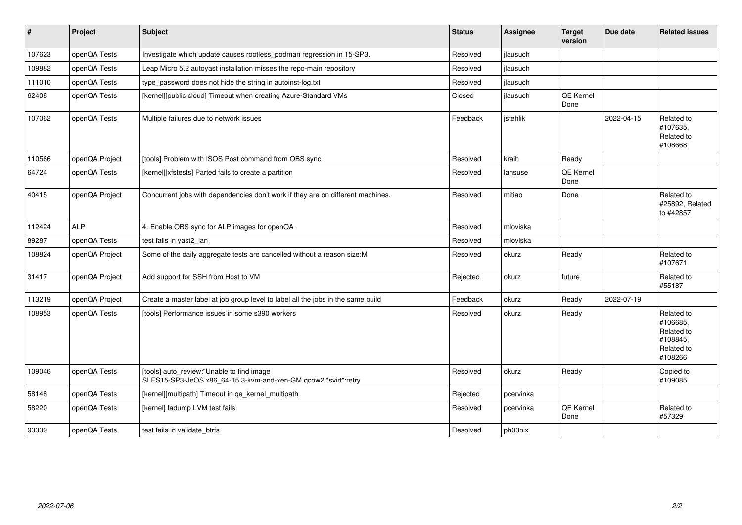| # | Project | Subject | Status | Assignee | Target version | Due date | Related issues |
|---|---|---|---|---|---|---|---|
| 107623 | openQA Tests | Investigate which update causes rootless_podman regression in 15-SP3. | Resolved | jlausuch | | | |
| 109882 | openQA Tests | Leap Micro 5.2 autoyast installation misses the repo-main repository | Resolved | jlausuch | | | |
| 111010 | openQA Tests | type_password does not hide the string in autoinst-log.txt | Resolved | jlausuch | | | |
| 62408 | openQA Tests | [kernel][public cloud] Timeout when creating Azure-Standard VMs | Closed | jlausuch | QE Kernel Done | | |
| 107062 | openQA Tests | Multiple failures due to network issues | Feedback | jstehlik | | 2022-04-15 | Related to #107635, Related to #108668 |
| 110566 | openQA Project | [tools] Problem with ISOS Post command from OBS sync | Resolved | kraih | Ready | | |
| 64724 | openQA Tests | [kernel][xfstests] Parted fails to create a partition | Resolved | lansuse | QE Kernel Done | | |
| 40415 | openQA Project | Concurrent jobs with dependencies don't work if they are on different machines. | Resolved | mitiao | Done | | Related to #25892, Related to #42857 |
| 112424 | ALP | 4. Enable OBS sync for ALP images for openQA | Resolved | mloviska | | | |
| 89287 | openQA Tests | test fails in yast2_lan | Resolved | mloviska | | | |
| 108824 | openQA Project | Some of the daily aggregate tests are cancelled without a reason size:M | Resolved | okurz | Ready | | Related to #107671 |
| 31417 | openQA Project | Add support for SSH from Host to VM | Rejected | okurz | future | | Related to #55187 |
| 113219 | openQA Project | Create a master label at job group level to label all the jobs in the same build | Feedback | okurz | Ready | 2022-07-19 | |
| 108953 | openQA Tests | [tools] Performance issues in some s390 workers | Resolved | okurz | Ready | | Related to #106685, Related to #108845, Related to #108266 |
| 109046 | openQA Tests | [tools] auto_review:"Unable to find image SLES15-SP3-JeOS.x86_64-15.3-kvm-and-xen-GM.qcow2.*svirt":retry | Resolved | okurz | Ready | | Copied to #109085 |
| 58148 | openQA Tests | [kernel][multipath] Timeout in qa_kernel_multipath | Rejected | pcervinka | | | |
| 58220 | openQA Tests | [kernel] fadump LVM test fails | Resolved | pcervinka | QE Kernel Done | | Related to #57329 |
| 93339 | openQA Tests | test fails in validate_btrfs | Resolved | ph03nix | | | |